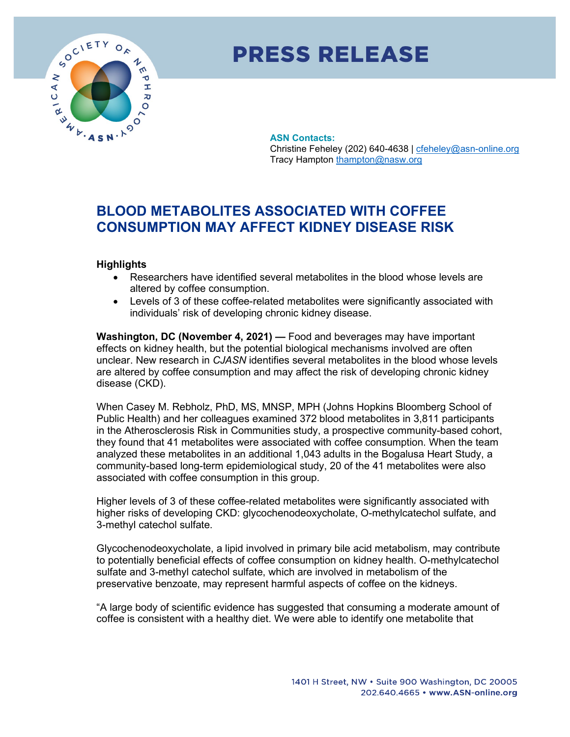# PRESS RELEASE

**ASN Contacts:**
Christine Feheley (202) 640-4638 | cfeheley@asn-online.org
Tracy Hampton thampton@nasw.org

## BLOOD METABOLITES ASSOCIATED WITH COFFEE CONSUMPTION MAY AFFECT KIDNEY DISEASE RISK

**Highlights**

- Researchers have identified several metabolites in the blood whose levels are altered by coffee consumption.
- Levels of 3 of these coffee-related metabolites were significantly associated with individuals' risk of developing chronic kidney disease.

**Washington, DC (November 4, 2021) —** Food and beverages may have important effects on kidney health, but the potential biological mechanisms involved are often unclear. New research in *CJASN* identifies several metabolites in the blood whose levels are altered by coffee consumption and may affect the risk of developing chronic kidney disease (CKD).

When Casey M. Rebholz, PhD, MS, MNSP, MPH (Johns Hopkins Bloomberg School of Public Health) and her colleagues examined 372 blood metabolites in 3,811 participants in the Atherosclerosis Risk in Communities study, a prospective community-based cohort, they found that 41 metabolites were associated with coffee consumption. When the team analyzed these metabolites in an additional 1,043 adults in the Bogalusa Heart Study, a community-based long-term epidemiological study, 20 of the 41 metabolites were also associated with coffee consumption in this group.

Higher levels of 3 of these coffee-related metabolites were significantly associated with higher risks of developing CKD: glycochenodeoxycholate, O-methylcatechol sulfate, and 3-methyl catechol sulfate.

Glycochenodeoxycholate, a lipid involved in primary bile acid metabolism, may contribute to potentially beneficial effects of coffee consumption on kidney health. O-methylcatechol sulfate and 3-methyl catechol sulfate, which are involved in metabolism of the preservative benzoate, may represent harmful aspects of coffee on the kidneys.

"A large body of scientific evidence has suggested that consuming a moderate amount of coffee is consistent with a healthy diet. We were able to identify one metabolite that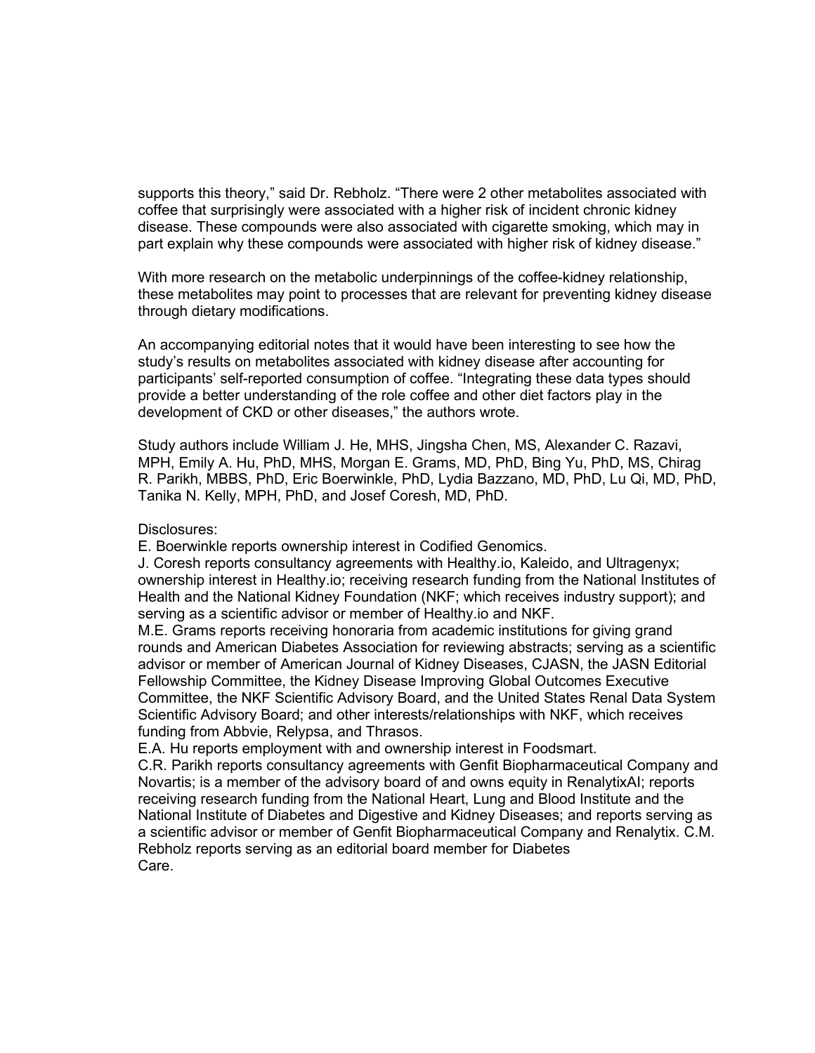supports this theory," said Dr. Rebholz. "There were 2 other metabolites associated with coffee that surprisingly were associated with a higher risk of incident chronic kidney disease. These compounds were also associated with cigarette smoking, which may in part explain why these compounds were associated with higher risk of kidney disease."

With more research on the metabolic underpinnings of the coffee-kidney relationship, these metabolites may point to processes that are relevant for preventing kidney disease through dietary modifications.

An accompanying editorial notes that it would have been interesting to see how the study's results on metabolites associated with kidney disease after accounting for participants' self-reported consumption of coffee. "Integrating these data types should provide a better understanding of the role coffee and other diet factors play in the development of CKD or other diseases," the authors wrote.

Study authors include William J. He, MHS, Jingsha Chen, MS, Alexander C. Razavi, MPH, Emily A. Hu, PhD, MHS, Morgan E. Grams, MD, PhD, Bing Yu, PhD, MS, Chirag R. Parikh, MBBS, PhD, Eric Boerwinkle, PhD, Lydia Bazzano, MD, PhD, Lu Qi, MD, PhD, Tanika N. Kelly, MPH, PhD, and Josef Coresh, MD, PhD.

Disclosures:
E. Boerwinkle reports ownership interest in Codified Genomics.
J. Coresh reports consultancy agreements with Healthy.io, Kaleido, and Ultragenyx; ownership interest in Healthy.io; receiving research funding from the National Institutes of Health and the National Kidney Foundation (NKF; which receives industry support); and serving as a scientific advisor or member of Healthy.io and NKF.
M.E. Grams reports receiving honoraria from academic institutions for giving grand rounds and American Diabetes Association for reviewing abstracts; serving as a scientific advisor or member of American Journal of Kidney Diseases, CJASN, the JASN Editorial Fellowship Committee, the Kidney Disease Improving Global Outcomes Executive Committee, the NKF Scientific Advisory Board, and the United States Renal Data System Scientific Advisory Board; and other interests/relationships with NKF, which receives funding from Abbvie, Relypsa, and Thrasos.
E.A. Hu reports employment with and ownership interest in Foodsmart.
C.R. Parikh reports consultancy agreements with Genfit Biopharmaceutical Company and Novartis; is a member of the advisory board of and owns equity in RenalytixAI; reports receiving research funding from the National Heart, Lung and Blood Institute and the National Institute of Diabetes and Digestive and Kidney Diseases; and reports serving as a scientific advisor or member of Genfit Biopharmaceutical Company and Renalytix. C.M. Rebholz reports serving as an editorial board member for Diabetes Care.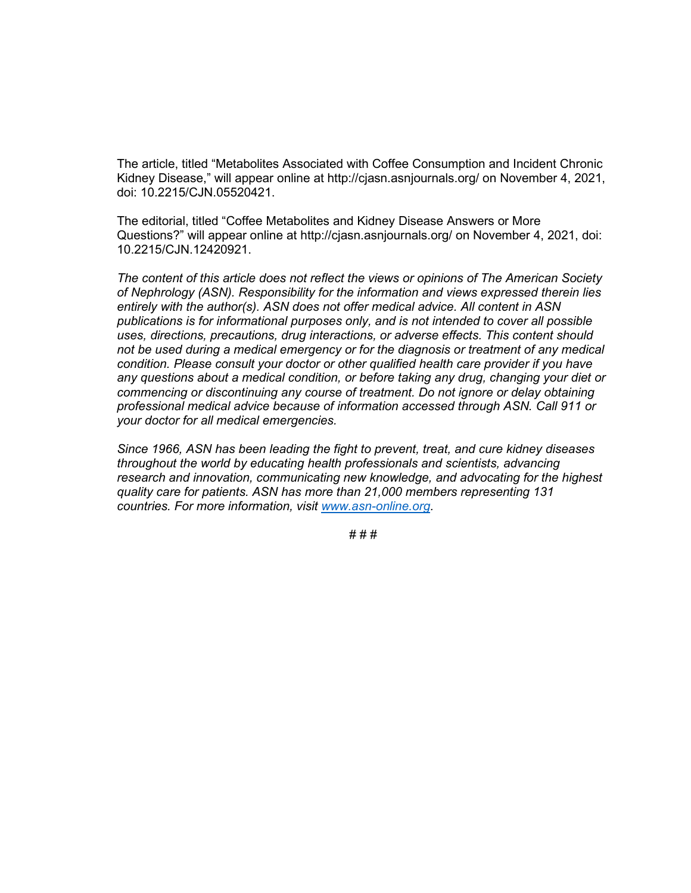The article, titled "Metabolites Associated with Coffee Consumption and Incident Chronic Kidney Disease," will appear online at http://cjasn.asnjournals.org/ on November 4, 2021, doi: 10.2215/CJN.05520421.

The editorial, titled "Coffee Metabolites and Kidney Disease Answers or More Questions?" will appear online at http://cjasn.asnjournals.org/ on November 4, 2021, doi: 10.2215/CJN.12420921.

*The content of this article does not reflect the views or opinions of The American Society of Nephrology (ASN). Responsibility for the information and views expressed therein lies entirely with the author(s). ASN does not offer medical advice. All content in ASN publications is for informational purposes only, and is not intended to cover all possible uses, directions, precautions, drug interactions, or adverse effects. This content should not be used during a medical emergency or for the diagnosis or treatment of any medical condition. Please consult your doctor or other qualified health care provider if you have any questions about a medical condition, or before taking any drug, changing your diet or commencing or discontinuing any course of treatment. Do not ignore or delay obtaining professional medical advice because of information accessed through ASN. Call 911 or your doctor for all medical emergencies.*

*Since 1966, ASN has been leading the fight to prevent, treat, and cure kidney diseases throughout the world by educating health professionals and scientists, advancing research and innovation, communicating new knowledge, and advocating for the highest quality care for patients. ASN has more than 21,000 members representing 131 countries. For more information, visit [www.asn-online.org](http://www.asn-online.org).*

# # #